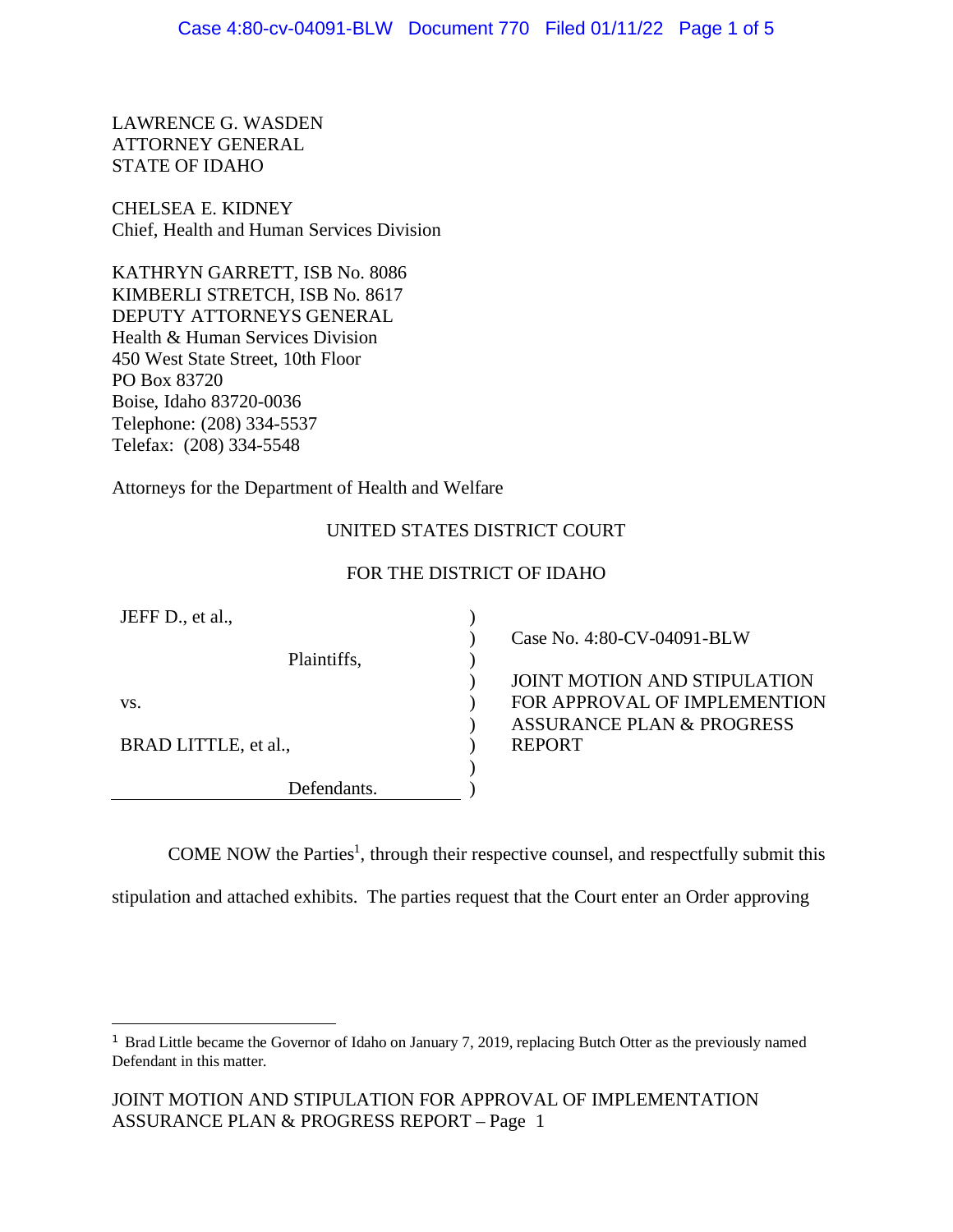LAWRENCE G. WASDEN
ATTORNEY GENERAL
STATE OF IDAHO

CHELSEA E. KIDNEY
Chief, Health and Human Services Division

KATHRYN GARRETT, ISB No. 8086
KIMBERLI STRETCH, ISB No. 8617
DEPUTY ATTORNEYS GENERAL
Health & Human Services Division
450 West State Street, 10th Floor
PO Box 83720
Boise, Idaho 83720-0036
Telephone: (208) 334-5537
Telefax: (208) 334-5548

Attorneys for the Department of Health and Welfare

UNITED STATES DISTRICT COURT

FOR THE DISTRICT OF IDAHO

| | |
|---|---|
| JEFF D., et al., Plaintiffs, vs. BRAD LITTLE, et al., Defendants. | Case No. 4:80-CV-04091-BLW<br><br>JOINT MOTION AND STIPULATION FOR APPROVAL OF IMPLEMENTION ASSURANCE PLAN & PROGRESS REPORT |

COME NOW the Parties[1], through their respective counsel, and respectfully submit this stipulation and attached exhibits. The parties request that the Court enter an Order approving

[1] Brad Little became the Governor of Idaho on January 7, 2019, replacing Butch Otter as the previously named Defendant in this matter.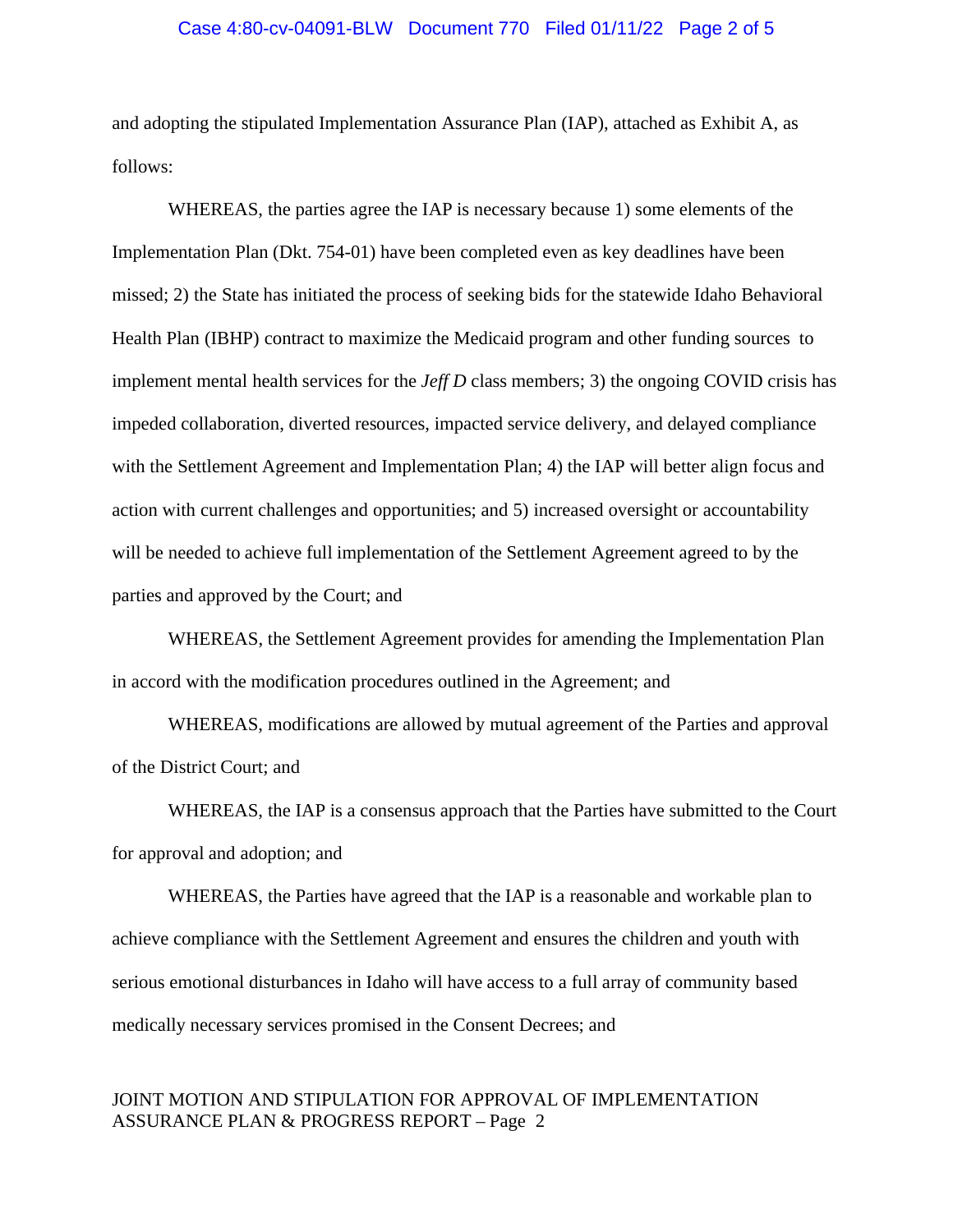and adopting the stipulated Implementation Assurance Plan (IAP), attached as Exhibit A, as follows:

WHEREAS, the parties agree the IAP is necessary because 1) some elements of the Implementation Plan (Dkt. 754-01) have been completed even as key deadlines have been missed; 2) the State has initiated the process of seeking bids for the statewide Idaho Behavioral Health Plan (IBHP) contract to maximize the Medicaid program and other funding sources to implement mental health services for the *Jeff D* class members; 3) the ongoing COVID crisis has impeded collaboration, diverted resources, impacted service delivery, and delayed compliance with the Settlement Agreement and Implementation Plan; 4) the IAP will better align focus and action with current challenges and opportunities; and 5) increased oversight or accountability will be needed to achieve full implementation of the Settlement Agreement agreed to by the parties and approved by the Court; and

WHEREAS, the Settlement Agreement provides for amending the Implementation Plan in accord with the modification procedures outlined in the Agreement; and

WHEREAS, modifications are allowed by mutual agreement of the Parties and approval of the District Court; and

WHEREAS, the IAP is a consensus approach that the Parties have submitted to the Court for approval and adoption; and

WHEREAS, the Parties have agreed that the IAP is a reasonable and workable plan to achieve compliance with the Settlement Agreement and ensures the children and youth with serious emotional disturbances in Idaho will have access to a full array of community based medically necessary services promised in the Consent Decrees; and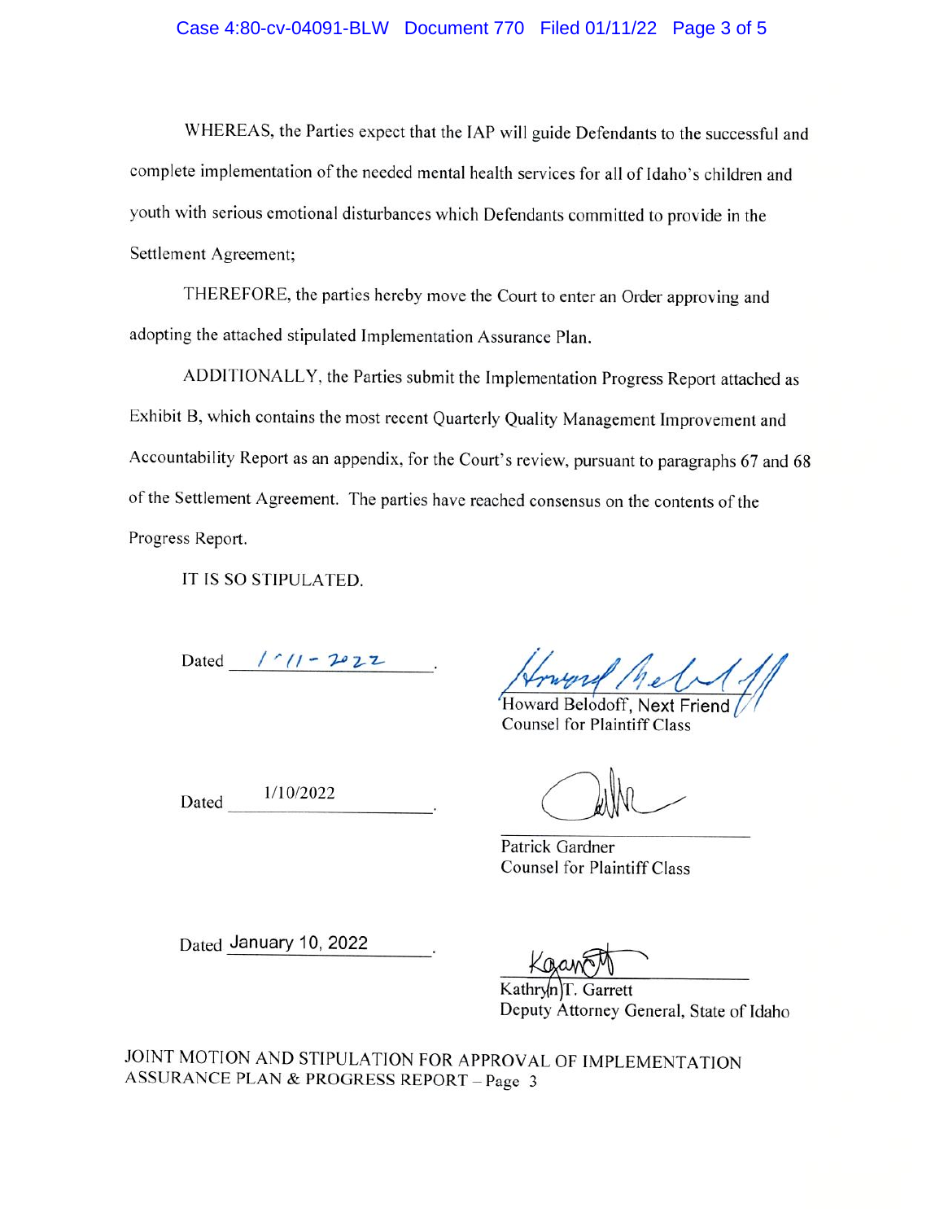WHEREAS, the Parties expect that the IAP will guide Defendants to the successful and complete implementation of the needed mental health services for all of Idaho's children and youth with serious emotional disturbances which Defendants committed to provide in the Settlement Agreement;

THEREFORE, the parties hereby move the Court to enter an Order approving and adopting the attached stipulated Implementation Assurance Plan.

ADDITIONALLY, the Parties submit the Implementation Progress Report attached as Exhibit B, which contains the most recent Quarterly Quality Management Improvement and Accountability Report as an appendix, for the Court's review, pursuant to paragraphs 67 and 68 of the Settlement Agreement. The parties have reached consensus on the contents of the Progress Report.

IT IS SO STIPULATED.

Dated 1-11-2022.

Howard Belodoff, Next Friend
Counsel for Plaintiff Class

Dated 1/10/2022.

Patrick Gardner
Counsel for Plaintiff Class

Dated January 10, 2022.

Kathryn T. Garrett
Deputy Attorney General, State of Idaho

JOINT MOTION AND STIPULATION FOR APPROVAL OF IMPLEMENTATION ASSURANCE PLAN & PROGRESS REPORT – Page 3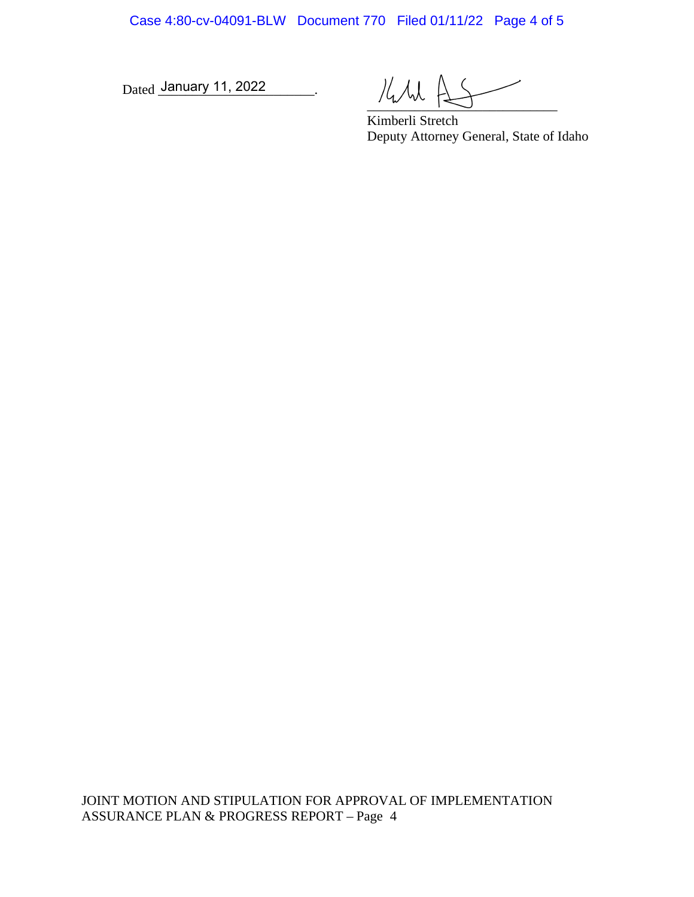Dated January 11, 2022.

Kimberli Stretch
Deputy Attorney General, State of Idaho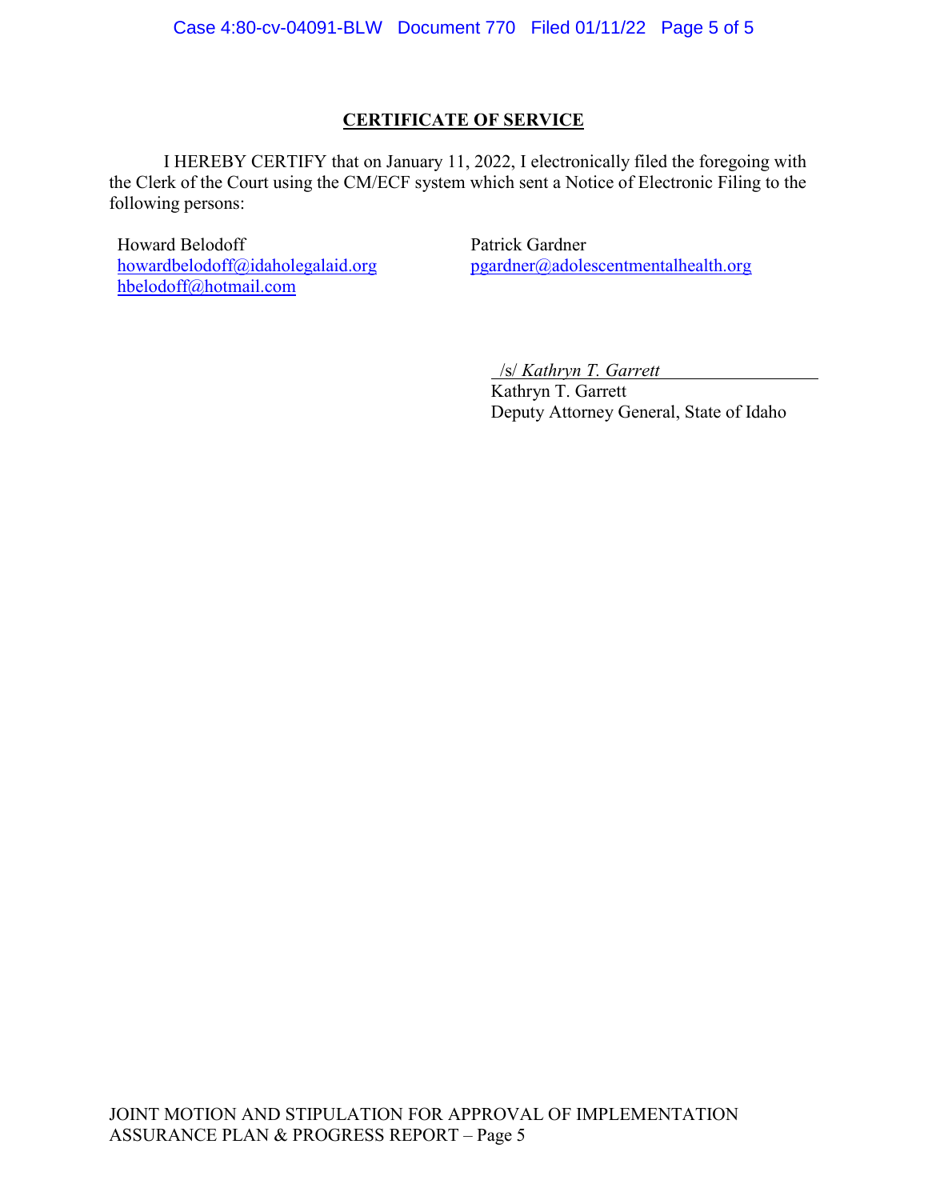## CERTIFICATE OF SERVICE

I HEREBY CERTIFY that on January 11, 2022, I electronically filed the foregoing with the Clerk of the Court using the CM/ECF system which sent a Notice of Electronic Filing to the following persons:

Howard Belodoff
howardbelodoff@idaholegalaid.org
hbelodoff@hotmail.com

Patrick Gardner
pgardner@adolescentmentalhealth.org

/s/ *Kathryn T. Garrett*
Kathryn T. Garrett
Deputy Attorney General, State of Idaho

JOINT MOTION AND STIPULATION FOR APPROVAL OF IMPLEMENTATION ASSURANCE PLAN & PROGRESS REPORT – Page 5